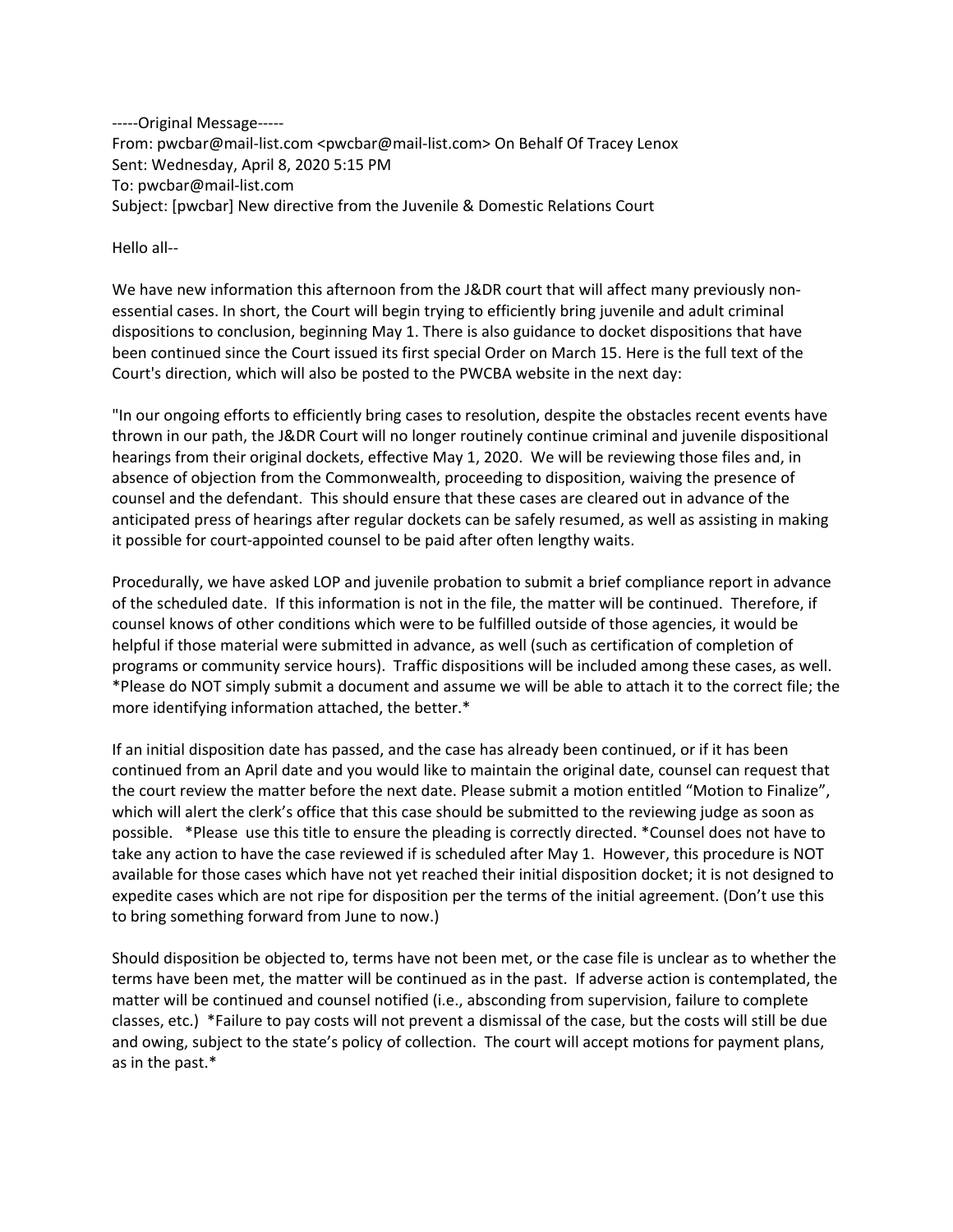-----Original Message-----
From: pwcbar@mail-list.com <pwcbar@mail-list.com> On Behalf Of Tracey Lenox
Sent: Wednesday, April 8, 2020 5:15 PM
To: pwcbar@mail-list.com
Subject: [pwcbar] New directive from the Juvenile & Domestic Relations Court

Hello all--

We have new information this afternoon from the J&DR court that will affect many previously non-essential cases. In short, the Court will begin trying to efficiently bring juvenile and adult criminal dispositions to conclusion, beginning May 1. There is also guidance to docket dispositions that have been continued since the Court issued its first special Order on March 15. Here is the full text of the Court's direction, which will also be posted to the PWCBA website in the next day:

"In our ongoing efforts to efficiently bring cases to resolution, despite the obstacles recent events have thrown in our path, the J&DR Court will no longer routinely continue criminal and juvenile dispositional hearings from their original dockets, effective May 1, 2020. We will be reviewing those files and, in absence of objection from the Commonwealth, proceeding to disposition, waiving the presence of counsel and the defendant. This should ensure that these cases are cleared out in advance of the anticipated press of hearings after regular dockets can be safely resumed, as well as assisting in making it possible for court-appointed counsel to be paid after often lengthy waits.

Procedurally, we have asked LOP and juvenile probation to submit a brief compliance report in advance of the scheduled date. If this information is not in the file, the matter will be continued. Therefore, if counsel knows of other conditions which were to be fulfilled outside of those agencies, it would be helpful if those material were submitted in advance, as well (such as certification of completion of programs or community service hours). Traffic dispositions will be included among these cases, as well. *Please do NOT simply submit a document and assume we will be able to attach it to the correct file; the more identifying information attached, the better.*

If an initial disposition date has passed, and the case has already been continued, or if it has been continued from an April date and you would like to maintain the original date, counsel can request that the court review the matter before the next date. Please submit a motion entitled "Motion to Finalize", which will alert the clerk's office that this case should be submitted to the reviewing judge as soon as possible. *Please use this title to ensure the pleading is correctly directed. *Counsel does not have to take any action to have the case reviewed if is scheduled after May 1. However, this procedure is NOT available for those cases which have not yet reached their initial disposition docket; it is not designed to expedite cases which are not ripe for disposition per the terms of the initial agreement. (Don't use this to bring something forward from June to now.)

Should disposition be objected to, terms have not been met, or the case file is unclear as to whether the terms have been met, the matter will be continued as in the past. If adverse action is contemplated, the matter will be continued and counsel notified (i.e., absconding from supervision, failure to complete classes, etc.) *Failure to pay costs will not prevent a dismissal of the case, but the costs will still be due and owing, subject to the state's policy of collection. The court will accept motions for payment plans, as in the past.*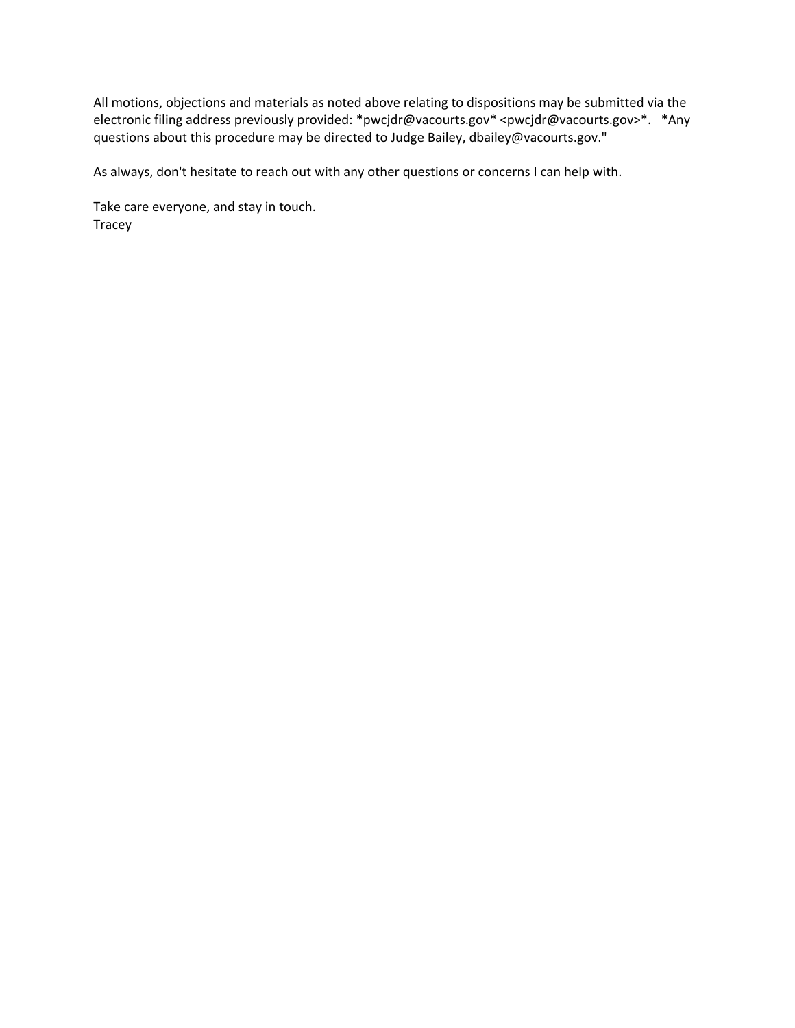All motions, objections and materials as noted above relating to dispositions may be submitted via the electronic filing address previously provided: *pwcjdr@vacourts.gov* <pwcjdr@vacourts.gov>*.   *Any questions about this procedure may be directed to Judge Bailey, dbailey@vacourts.gov."

As always, don't hesitate to reach out with any other questions or concerns I can help with.

Take care everyone, and stay in touch.
Tracey